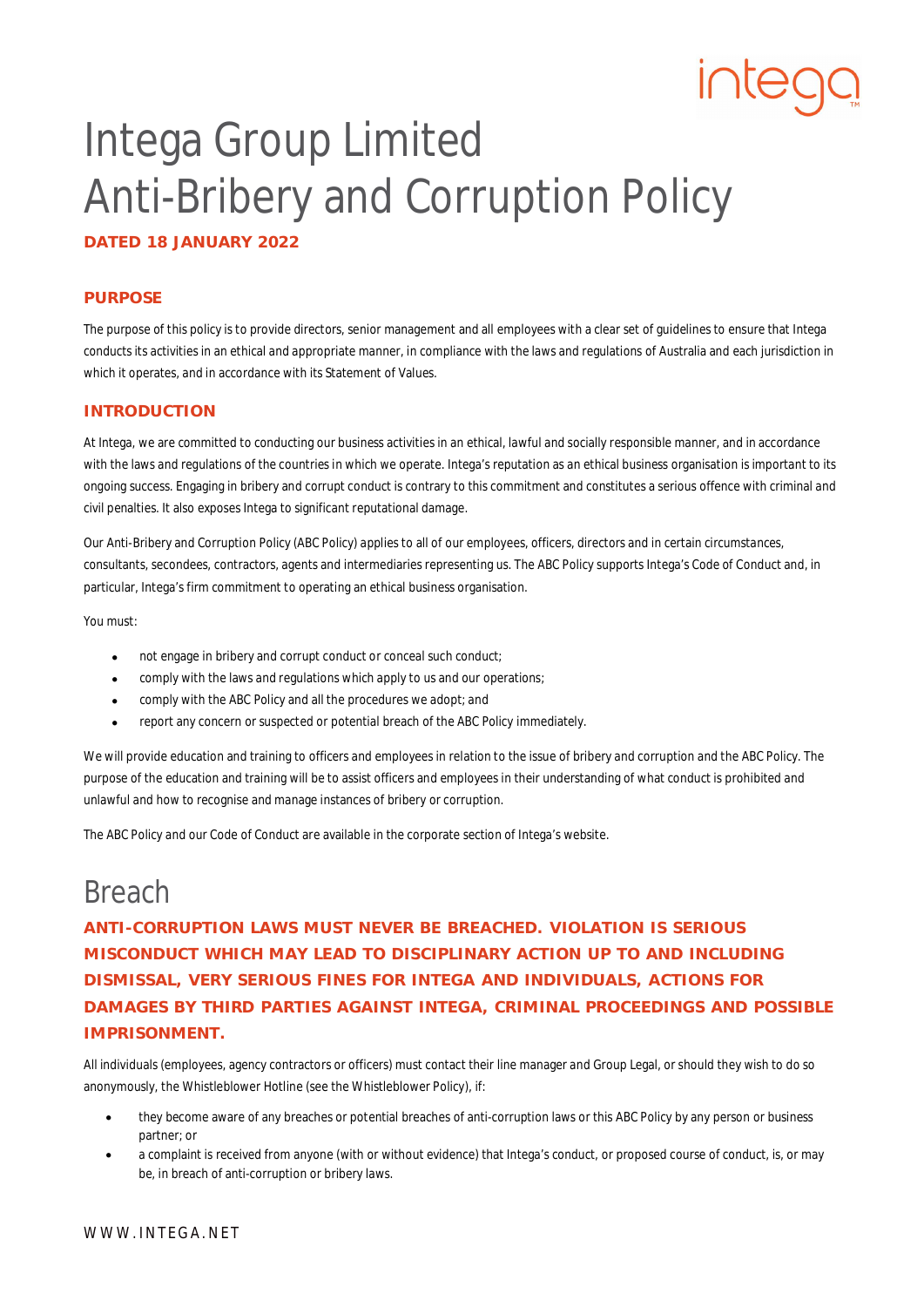# Intega Group Limited Anti-Bribery and Corruption Policy

**DATED 18 JANUARY 2022**

## PURPOSE

The purpose of this policy is to provide directors, senior management and all employees with a clear set of guidelines to ensure that Intega conducts its activities in an ethical and appropriate manner, in compliance with the laws and regulations of Australia and each jurisdiction in which it operates, and in accordance with its Statement of Values.

## INTRODUCTION

At Intega, we are committed to conducting our business activities in an ethical, lawful and socially responsible manner, and in accordance with the laws and regulations of the countries in which we operate. Intega's reputation as an ethical business organisation is important to its ongoing success. Engaging in bribery and corrupt conduct is contrary to this commitment and constitutes a serious offence with criminal and civil penalties. It also exposes Intega to significant reputational damage.

Our Anti-Bribery and Corruption Policy (ABC Policy) applies to all of our employees, officers, directors and in certain circumstances, consultants, secondees, contractors, agents and intermediaries representing us. The ABC Policy supports Intega's Code of Conduct and, in particular, Intega's firm commitment to operating an ethical business organisation.

You must:

- not engage in bribery and corrupt conduct or conceal such conduct;
- comply with the laws and regulations which apply to us and our operations;
- comply with the ABC Policy and all the procedures we adopt; and
- report any concern or suspected or potential breach of the ABC Policy immediately.

We will provide education and training to officers and employees in relation to the issue of bribery and corruption and the ABC Policy. The purpose of the education and training will be to assist officers and employees in their understanding of what conduct is prohibited and unlawful and how to recognise and manage instances of bribery or corruption.

The ABC Policy and our Code of Conduct are available in the corporate section of Intega's website.

# Breach

**ANTI-CORRUPTION LAWS MUST NEVER BE BREACHED. VIOLATION IS SERIOUS MISCONDUCT WHICH MAY LEAD TO DISCIPLINARY ACTION UP TO AND INCLUDING DISMISSAL, VERY SERIOUS FINES FOR INTEGA AND INDIVIDUALS, ACTIONS FOR DAMAGES BY THIRD PARTIES AGAINST INTEGA, CRIMINAL PROCEEDINGS AND POSSIBLE IMPRISONMENT.**

All individuals (employees, agency contractors or officers) must contact their line manager and Group Legal, or should they wish to do so anonymously, the Whistleblower Hotline (see the Whistleblower Policy), if:

- they become aware of any breaches or potential breaches of anti-corruption laws or this ABC Policy by any person or business partner; or
- a complaint is received from anyone (with or without evidence) that Intega's conduct, or proposed course of conduct, is, or may be, in breach of anti-corruption or bribery laws.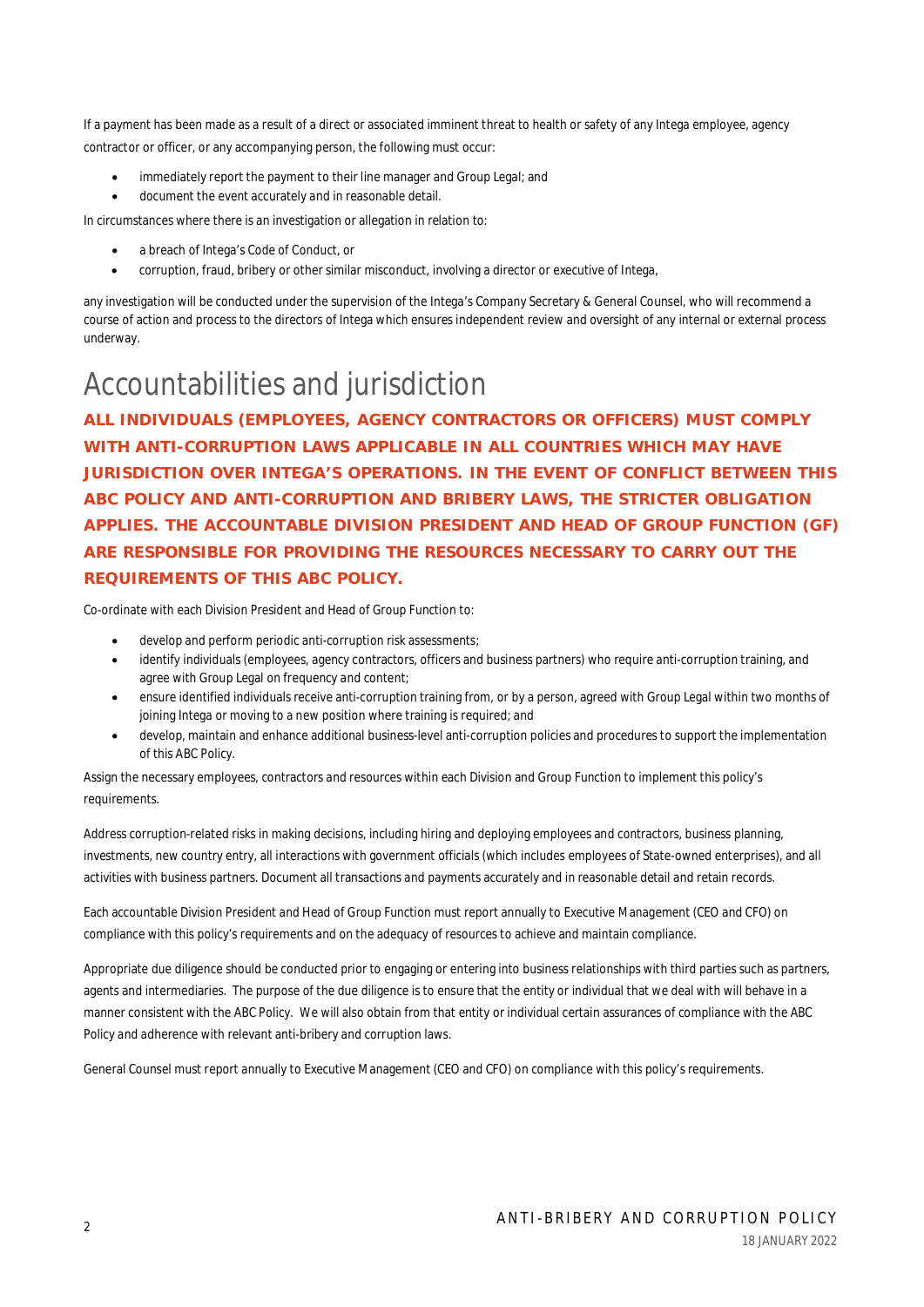If a payment has been made as a result of a direct or associated imminent threat to health or safety of any Intega employee, agency contractor or officer, or any accompanying person, the following must occur:

- immediately report the payment to their line manager and Group Legal; and
- document the event accurately and in reasonable detail.

In circumstances where there is an investigation or allegation in relation to:

- a breach of Intega's Code of Conduct, or
- corruption, fraud, bribery or other similar misconduct, involving a director or executive of Intega,

any investigation will be conducted under the supervision of the Intega's Company Secretary & General Counsel, who will recommend a course of action and process to the directors of Intega which ensures independent review and oversight of any internal or external process underway.

# Accountabilities and jurisdiction

**ALL INDIVIDUALS (EMPLOYEES, AGENCY CONTRACTORS OR OFFICERS) MUST COMPLY WITH ANTI-CORRUPTION LAWS APPLICABLE IN ALL COUNTRIES WHICH MAY HAVE JURISDICTION OVER INTEGA'S OPERATIONS. IN THE EVENT OF CONFLICT BETWEEN THIS ABC POLICY AND ANTI-CORRUPTION AND BRIBERY LAWS, THE STRICTER OBLIGATION APPLIES. THE ACCOUNTABLE DIVISION PRESIDENT AND HEAD OF GROUP FUNCTION (GF) ARE RESPONSIBLE FOR PROVIDING THE RESOURCES NECESSARY TO CARRY OUT THE REQUIREMENTS OF THIS ABC POLICY.**

Co-ordinate with each Division President and Head of Group Function to:

- develop and perform periodic anti-corruption risk assessments;
- identify individuals (employees, agency contractors, officers and business partners) who require anti-corruption training, and agree with Group Legal on frequency and content;
- ensure identified individuals receive anti-corruption training from, or by a person, agreed with Group Legal within two months of joining Intega or moving to a new position where training is required; and
- develop, maintain and enhance additional business-level anti-corruption policies and procedures to support the implementation of this ABC Policy.

Assign the necessary employees, contractors and resources within each Division and Group Function to implement this policy's requirements.

Address corruption-related risks in making decisions, including hiring and deploying employees and contractors, business planning, investments, new country entry, all interactions with government officials (which includes employees of State-owned enterprises), and all activities with business partners. Document all transactions and payments accurately and in reasonable detail and retain records.

Each accountable Division President and Head of Group Function must report annually to Executive Management (CEO and CFO) on compliance with this policy's requirements and on the adequacy of resources to achieve and maintain compliance.

Appropriate due diligence should be conducted prior to engaging or entering into business relationships with third parties such as partners, agents and intermediaries. The purpose of the due diligence is to ensure that the entity or individual that we deal with will behave in a manner consistent with the ABC Policy. We will also obtain from that entity or individual certain assurances of compliance with the ABC Policy and adherence with relevant anti-bribery and corruption laws.

General Counsel must report annually to Executive Management (CEO and CFO) on compliance with this policy's requirements.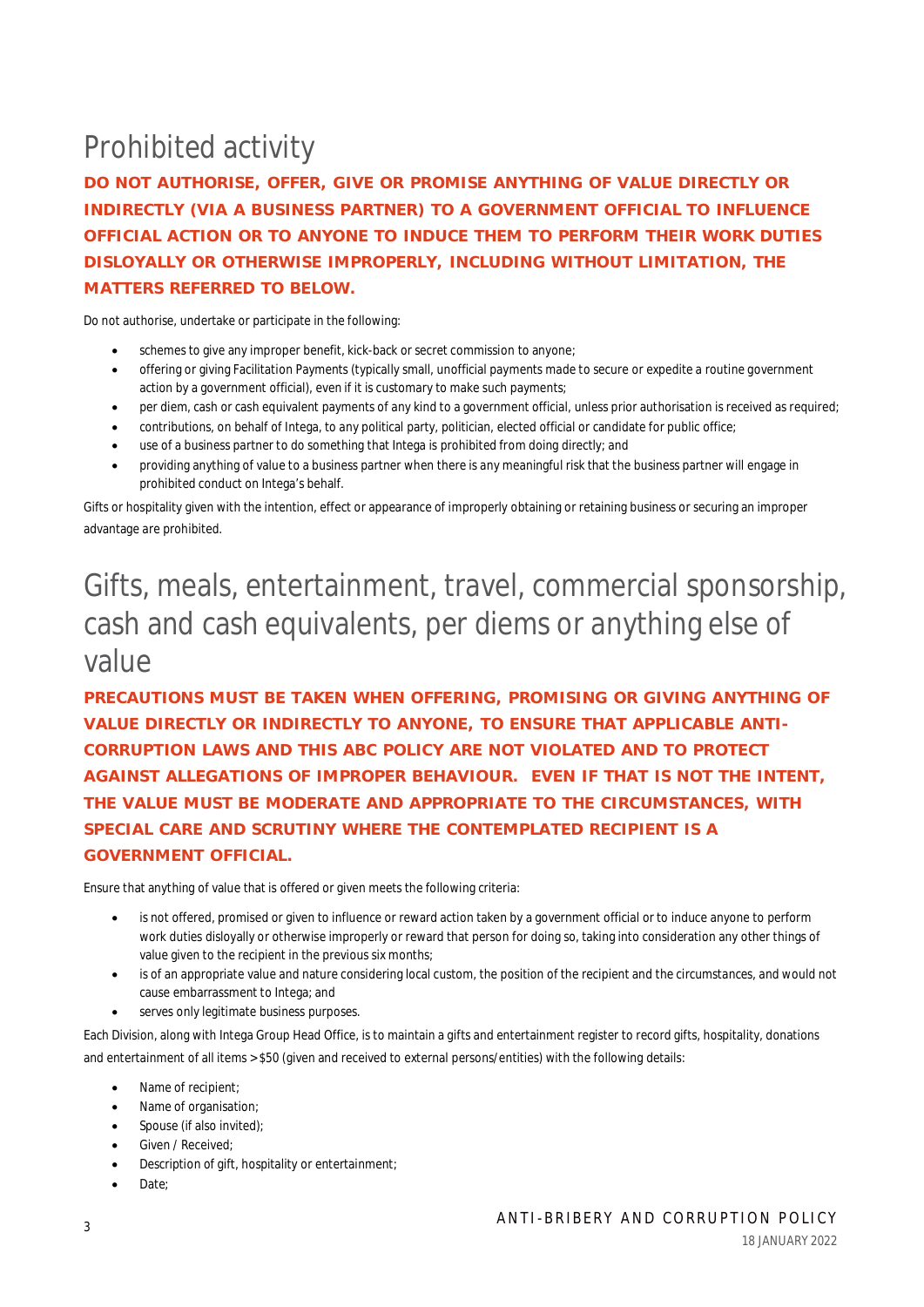# Prohibited activity

**DO NOT AUTHORISE, OFFER, GIVE OR PROMISE ANYTHING OF VALUE DIRECTLY OR INDIRECTLY (VIA A BUSINESS PARTNER) TO A GOVERNMENT OFFICIAL TO INFLUENCE OFFICIAL ACTION OR TO ANYONE TO INDUCE THEM TO PERFORM THEIR WORK DUTIES DISLOYALLY OR OTHERWISE IMPROPERLY, INCLUDING WITHOUT LIMITATION, THE MATTERS REFERRED TO BELOW.**

Do not authorise, undertake or participate in the following:

- schemes to give any improper benefit, kick-back or secret commission to anyone;
- offering or giving Facilitation Payments (typically small, unofficial payments made to secure or expedite a routine government action by a government official), even if it is customary to make such payments;
- per diem, cash or cash equivalent payments of any kind to a government official, unless prior authorisation is received as required;
- contributions, on behalf of Intega, to any political party, politician, elected official or candidate for public office;
- use of a business partner to do something that Intega is prohibited from doing directly; and
- providing anything of value to a business partner when there is any meaningful risk that the business partner will engage in prohibited conduct on Intega's behalf.

Gifts or hospitality given with the intention, effect or appearance of improperly obtaining or retaining business or securing an improper advantage are prohibited.

# Gifts, meals, entertainment, travel, commercial sponsorship, cash and cash equivalents, per diems or anything else of value

**PRECAUTIONS MUST BE TAKEN WHEN OFFERING, PROMISING OR GIVING ANYTHING OF VALUE DIRECTLY OR INDIRECTLY TO ANYONE, TO ENSURE THAT APPLICABLE ANTI-CORRUPTION LAWS AND THIS ABC POLICY ARE NOT VIOLATED AND TO PROTECT AGAINST ALLEGATIONS OF IMPROPER BEHAVIOUR. EVEN IF THAT IS NOT THE INTENT, THE VALUE MUST BE MODERATE AND APPROPRIATE TO THE CIRCUMSTANCES, WITH SPECIAL CARE AND SCRUTINY WHERE THE CONTEMPLATED RECIPIENT IS A GOVERNMENT OFFICIAL.**

Ensure that anything of value that is offered or given meets the following criteria:

- is not offered, promised or given to influence or reward action taken by a government official or to induce anyone to perform work duties disloyally or otherwise improperly or reward that person for doing so, taking into consideration any other things of value given to the recipient in the previous six months;
- is of an appropriate value and nature considering local custom, the position of the recipient and the circumstances, and would not cause embarrassment to Intega; and
- serves only legitimate business purposes.

Each Division, along with Intega Group Head Office, is to maintain a gifts and entertainment register to record gifts, hospitality, donations and entertainment of all items >$50 (given and received to external persons/entities) with the following details:

- Name of recipient;
- Name of organisation;
- Spouse (if also invited);
- Given / Received;
- Description of gift, hospitality or entertainment;
- Date;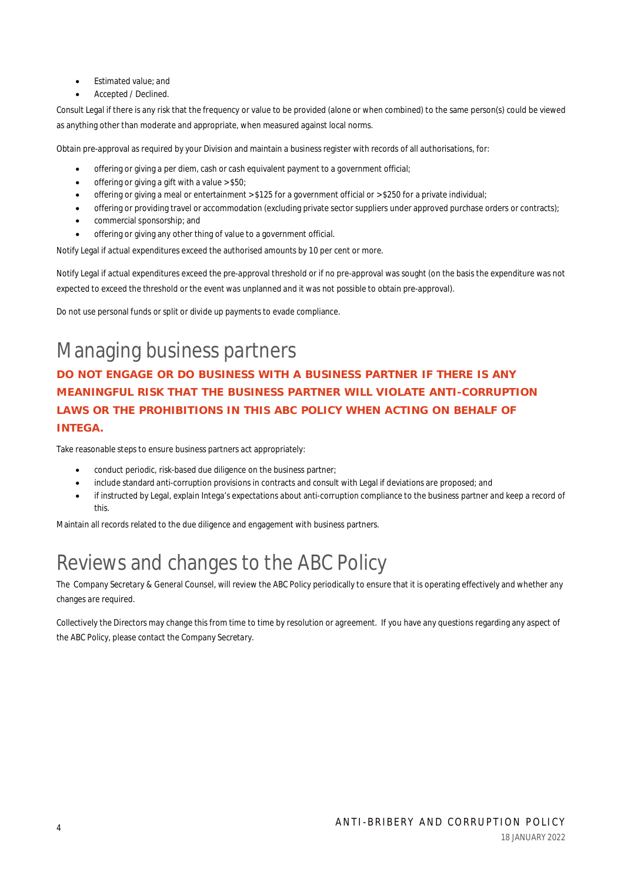- Estimated value; and
- Accepted / Declined.

Consult Legal if there is any risk that the frequency or value to be provided (alone or when combined) to the same person(s) could be viewed as anything other than moderate and appropriate, when measured against local norms.

Obtain pre-approval as required by your Division and maintain a business register with records of all authorisations, for:

- offering or giving a per diem, cash or cash equivalent payment to a government official;
- offering or giving a gift with a value > $50;
- offering or giving a meal or entertainment > $125 for a government official or > $250 for a private individual;
- offering or providing travel or accommodation (excluding private sector suppliers under approved purchase orders or contracts);
- commercial sponsorship; and
- offering or giving any other thing of value to a government official.

Notify Legal if actual expenditures exceed the authorised amounts by 10 per cent or more.

Notify Legal if actual expenditures exceed the pre-approval threshold or if no pre-approval was sought (on the basis the expenditure was not expected to exceed the threshold or the event was unplanned and it was not possible to obtain pre-approval).

Do not use personal funds or split or divide up payments to evade compliance.

# Managing business partners

**DO NOT ENGAGE OR DO BUSINESS WITH A BUSINESS PARTNER IF THERE IS ANY MEANINGFUL RISK THAT THE BUSINESS PARTNER WILL VIOLATE ANTI-CORRUPTION LAWS OR THE PROHIBITIONS IN THIS ABC POLICY WHEN ACTING ON BEHALF OF INTEGA.**

Take reasonable steps to ensure business partners act appropriately:

- conduct periodic, risk-based due diligence on the business partner;
- include standard anti-corruption provisions in contracts and consult with Legal if deviations are proposed; and
- if instructed by Legal, explain Intega's expectations about anti-corruption compliance to the business partner and keep a record of this.

Maintain all records related to the due diligence and engagement with business partners.

# Reviews and changes to the ABC Policy

The Company Secretary & General Counsel, will review the ABC Policy periodically to ensure that it is operating effectively and whether any changes are required.

Collectively the Directors may change this from time to time by resolution or agreement. If you have any questions regarding any aspect of the ABC Policy, please contact the Company Secretary.